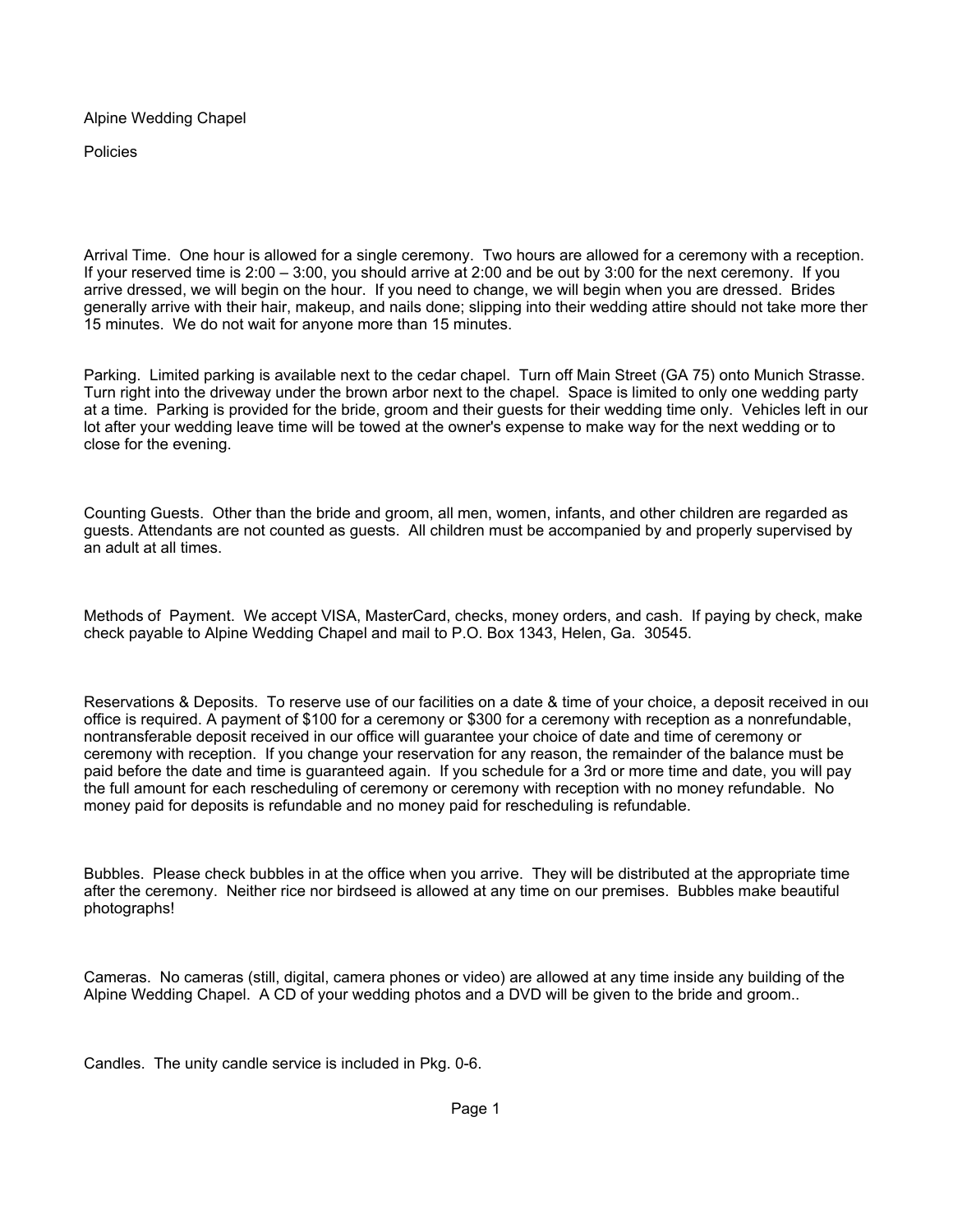# Alpine Wedding Chapel

## Policies

**Arrival Time.** One hour is allowed for a single ceremony. Two hours are allowed for a ceremony with a reception. If your reserved time is 2:00 – 3:00, you should arrive at 2:00 and be out by 3:00 for the next ceremony. If you arrive dressed, we will begin on the hour. If you need to change, we will begin when you are dressed. Brides generally arrive with their hair, makeup, and nails done; slipping into their wedding attire should not take more ther 15 minutes. We do not wait for anyone more than 15 minutes.

**Parking.** Limited parking is available next to the cedar chapel. Turn off Main Street (GA 75) onto Munich Strasse. Turn right into the driveway under the brown arbor next to the chapel. Space is limited to only one wedding party at a time. Parking is provided for the bride, groom and their guests for their wedding time only. Vehicles left in our lot after your wedding leave time will be towed at the owner's expense to make way for the next wedding or to close for the evening.

**Counting Guests.** Other than the bride and groom, all men, women, infants, and other children are regarded as guests. Attendants are not counted as guests. All children must be accompanied by and properly supervised by an adult at all times.

**Methods of Payment.** We accept VISA, MasterCard, checks, money orders, and cash. If paying by check, make check payable to Alpine Wedding Chapel and mail to P.O. Box 1343, Helen, Ga. 30545.

**Reservations & Deposits.** To reserve use of our facilities on a date & time of your choice, a deposit received in our office is required. A payment of $100 for a ceremony or $300 for a ceremony with reception as a nonrefundable, nontransferable deposit received in our office will guarantee your choice of date and time of ceremony or ceremony with reception. If you change your reservation for any reason, the remainder of the balance must be paid before the date and time is guaranteed again. If you schedule for a 3rd or more time and date, you will pay the full amount for each rescheduling of ceremony or ceremony with reception with no money refundable. No money paid for deposits is refundable and no money paid for rescheduling is refundable.

**Bubbles.** Please check bubbles in at the office when you arrive. They will be distributed at the appropriate time after the ceremony. Neither rice nor birdseed is allowed at any time on our premises. Bubbles make beautiful photographs!

**Cameras.** No cameras (still, digital, camera phones or video) are allowed at any time inside any building of the Alpine Wedding Chapel. A CD of your wedding photos and a DVD will be given to the bride and groom..

**Candles.** The unity candle service is included in Pkg. 0-6.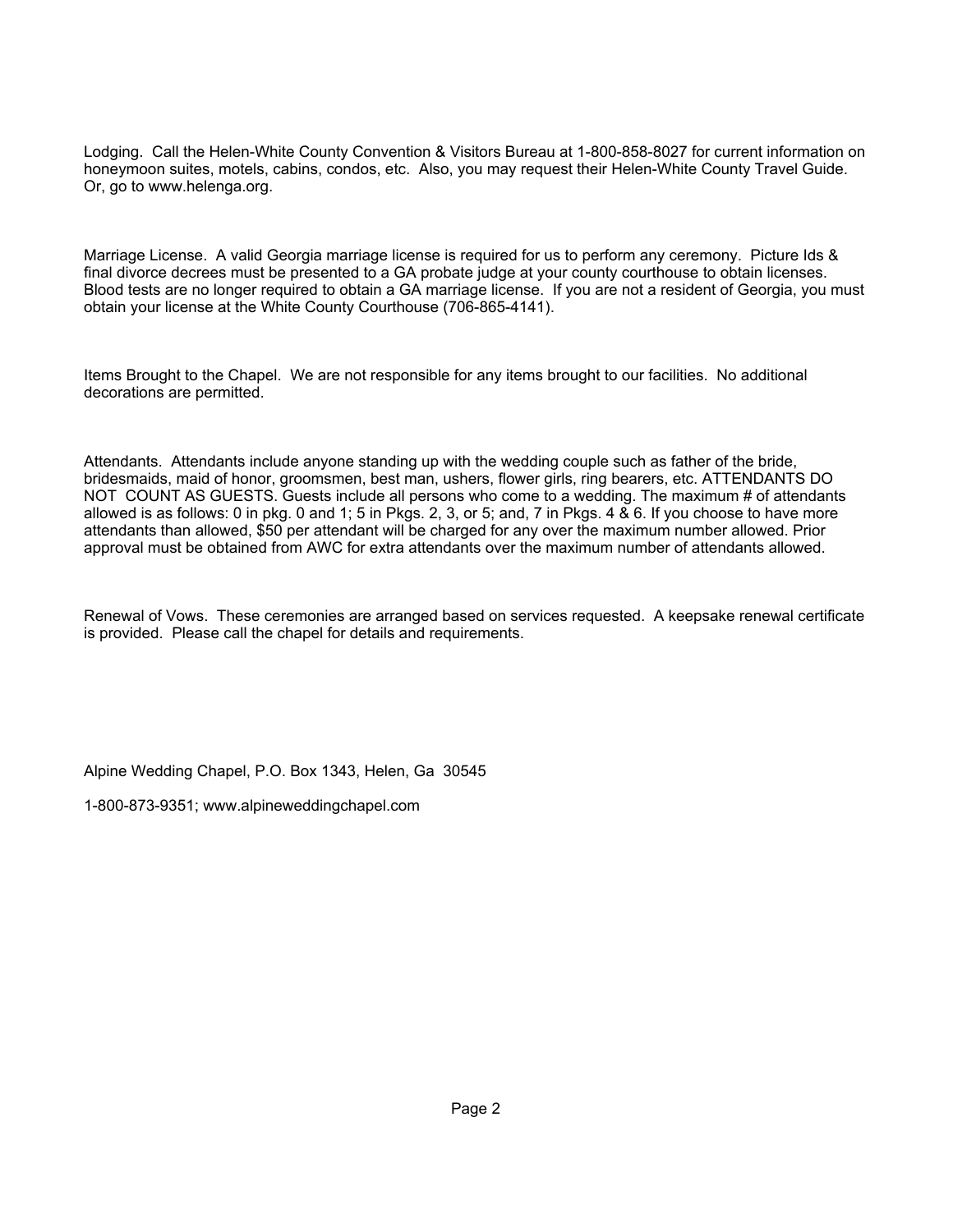Lodging. Call the Helen-White County Convention & Visitors Bureau at 1-800-858-8027 for current information on honeymoon suites, motels, cabins, condos, etc. Also, you may request their Helen-White County Travel Guide. Or, go to www.helenga.org.

Marriage License. A valid Georgia marriage license is required for us to perform any ceremony. Picture Ids & final divorce decrees must be presented to a GA probate judge at your county courthouse to obtain licenses. Blood tests are no longer required to obtain a GA marriage license. If you are not a resident of Georgia, you must obtain your license at the White County Courthouse (706-865-4141).

Items Brought to the Chapel. We are not responsible for any items brought to our facilities. No additional decorations are permitted.

Attendants. Attendants include anyone standing up with the wedding couple such as father of the bride, bridesmaids, maid of honor, groomsmen, best man, ushers, flower girls, ring bearers, etc. ATTENDANTS DO NOT COUNT AS GUESTS. Guests include all persons who come to a wedding. The maximum # of attendants allowed is as follows: 0 in pkg. 0 and 1; 5 in Pkgs. 2, 3, or 5; and, 7 in Pkgs. 4 & 6. If you choose to have more attendants than allowed, $50 per attendant will be charged for any over the maximum number allowed. Prior approval must be obtained from AWC for extra attendants over the maximum number of attendants allowed.

Renewal of Vows. These ceremonies are arranged based on services requested. A keepsake renewal certificate is provided. Please call the chapel for details and requirements.

Alpine Wedding Chapel, P.O. Box 1343, Helen, Ga 30545

1-800-873-9351; www.alpineweddingchapel.com